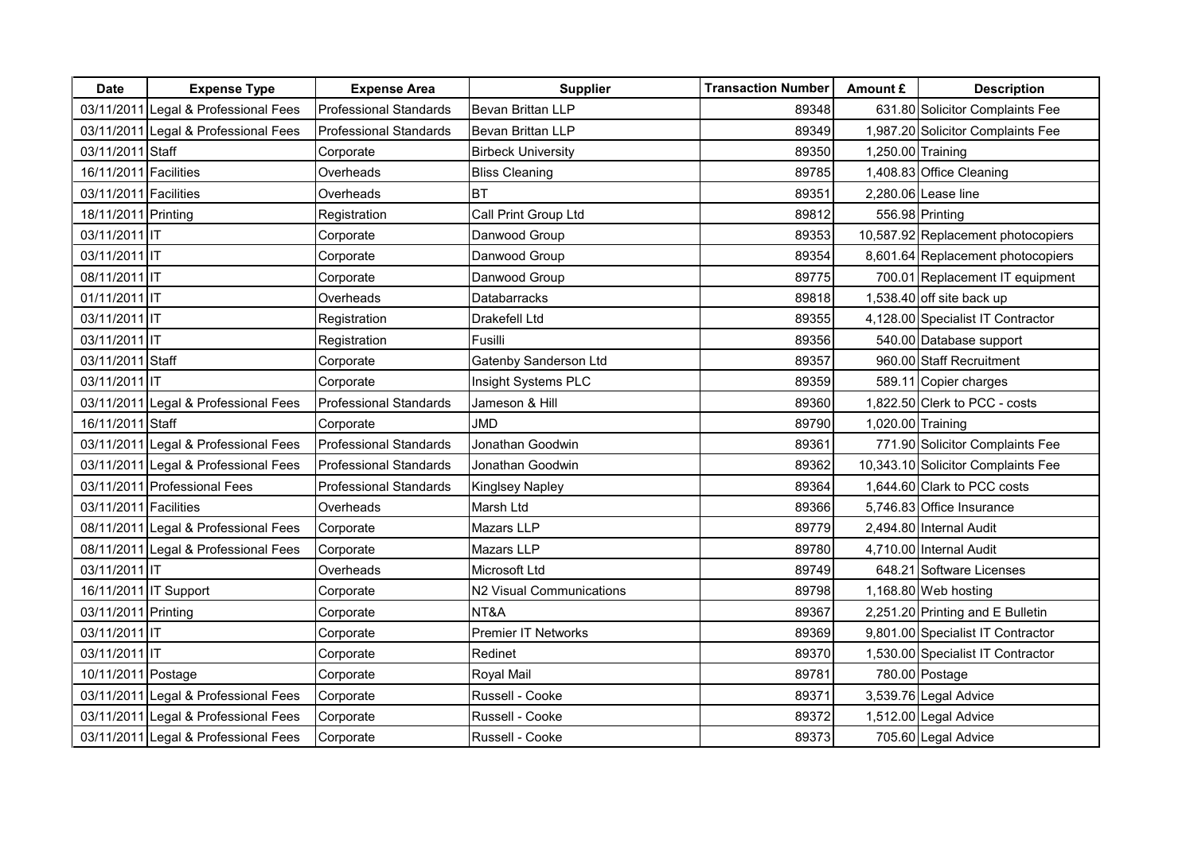| Date | Expense Type | Expense Area | Supplier | Transaction Number | Amount £ | Description |
|---|---|---|---|---|---|---|
| 03/11/2011 | Legal & Professional Fees | Professional Standards | Bevan Brittan LLP | 89348 | 631.80 | Solicitor Complaints Fee |
| 03/11/2011 | Legal & Professional Fees | Professional Standards | Bevan Brittan LLP | 89349 | 1,987.20 | Solicitor Complaints Fee |
| 03/11/2011 | Staff | Corporate | Birbeck University | 89350 | 1,250.00 | Training |
| 16/11/2011 | Facilities | Overheads | Bliss Cleaning | 89785 | 1,408.83 | Office Cleaning |
| 03/11/2011 | Facilities | Overheads | BT | 89351 | 2,280.06 | Lease line |
| 18/11/2011 | Printing | Registration | Call Print Group Ltd | 89812 | 556.98 | Printing |
| 03/11/2011 | IT | Corporate | Danwood Group | 89353 | 10,587.92 | Replacement photocopiers |
| 03/11/2011 | IT | Corporate | Danwood Group | 89354 | 8,601.64 | Replacement photocopiers |
| 08/11/2011 | IT | Corporate | Danwood Group | 89775 | 700.01 | Replacement IT equipment |
| 01/11/2011 | IT | Overheads | Databarracks | 89818 | 1,538.40 | off site back up |
| 03/11/2011 | IT | Registration | Drakefell Ltd | 89355 | 4,128.00 | Specialist IT Contractor |
| 03/11/2011 | IT | Registration | Fusilli | 89356 | 540.00 | Database support |
| 03/11/2011 | Staff | Corporate | Gatenby Sanderson Ltd | 89357 | 960.00 | Staff Recruitment |
| 03/11/2011 | IT | Corporate | Insight Systems PLC | 89359 | 589.11 | Copier charges |
| 03/11/2011 | Legal & Professional Fees | Professional Standards | Jameson & Hill | 89360 | 1,822.50 | Clerk to PCC - costs |
| 16/11/2011 | Staff | Corporate | JMD | 89790 | 1,020.00 | Training |
| 03/11/2011 | Legal & Professional Fees | Professional Standards | Jonathan Goodwin | 89361 | 771.90 | Solicitor Complaints Fee |
| 03/11/2011 | Legal & Professional Fees | Professional Standards | Jonathan Goodwin | 89362 | 10,343.10 | Solicitor Complaints Fee |
| 03/11/2011 | Professional Fees | Professional Standards | Kinglsey Napley | 89364 | 1,644.60 | Clark to PCC costs |
| 03/11/2011 | Facilities | Overheads | Marsh Ltd | 89366 | 5,746.83 | Office Insurance |
| 08/11/2011 | Legal & Professional Fees | Corporate | Mazars LLP | 89779 | 2,494.80 | Internal Audit |
| 08/11/2011 | Legal & Professional Fees | Corporate | Mazars LLP | 89780 | 4,710.00 | Internal Audit |
| 03/11/2011 | IT | Overheads | Microsoft Ltd | 89749 | 648.21 | Software Licenses |
| 16/11/2011 | IT Support | Corporate | N2 Visual Communications | 89798 | 1,168.80 | Web hosting |
| 03/11/2011 | Printing | Corporate | NT&A | 89367 | 2,251.20 | Printing and E Bulletin |
| 03/11/2011 | IT | Corporate | Premier IT Networks | 89369 | 9,801.00 | Specialist IT Contractor |
| 03/11/2011 | IT | Corporate | Redinet | 89370 | 1,530.00 | Specialist IT Contractor |
| 10/11/2011 | Postage | Corporate | Royal Mail | 89781 | 780.00 | Postage |
| 03/11/2011 | Legal & Professional Fees | Corporate | Russell - Cooke | 89371 | 3,539.76 | Legal Advice |
| 03/11/2011 | Legal & Professional Fees | Corporate | Russell - Cooke | 89372 | 1,512.00 | Legal Advice |
| 03/11/2011 | Legal & Professional Fees | Corporate | Russell - Cooke | 89373 | 705.60 | Legal Advice |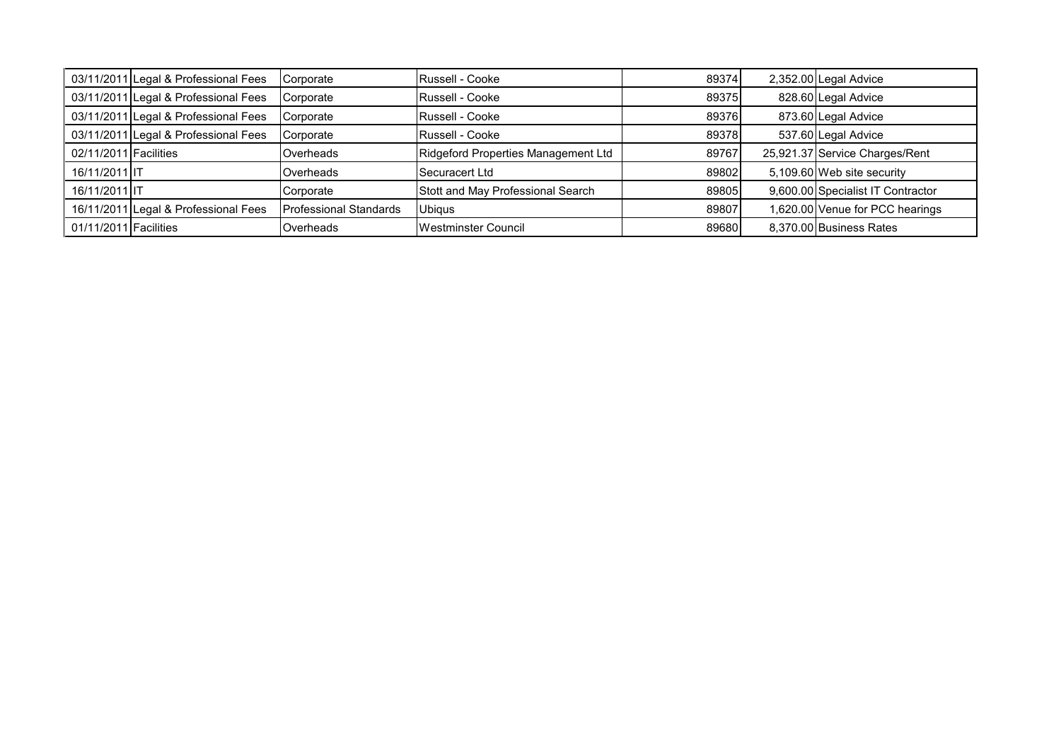| | | | | | | |
|---|---|---|---|---|---|---|
| 03/11/2011 | Legal & Professional Fees | Corporate | Russell - Cooke | 89374 | 2,352.00 | Legal Advice |
| 03/11/2011 | Legal & Professional Fees | Corporate | Russell - Cooke | 89375 | 828.60 | Legal Advice |
| 03/11/2011 | Legal & Professional Fees | Corporate | Russell - Cooke | 89376 | 873.60 | Legal Advice |
| 03/11/2011 | Legal & Professional Fees | Corporate | Russell - Cooke | 89378 | 537.60 | Legal Advice |
| 02/11/2011 | Facilities | Overheads | Ridgeford Properties Management Ltd | 89767 | 25,921.37 | Service Charges/Rent |
| 16/11/2011 | IT | Overheads | Securacert Ltd | 89802 | 5,109.60 | Web site security |
| 16/11/2011 | IT | Corporate | Stott and May Professional Search | 89805 | 9,600.00 | Specialist IT Contractor |
| 16/11/2011 | Legal & Professional Fees | Professional Standards | Ubiqus | 89807 | 1,620.00 | Venue for PCC hearings |
| 01/11/2011 | Facilities | Overheads | Westminster Council | 89680 | 8,370.00 | Business Rates |